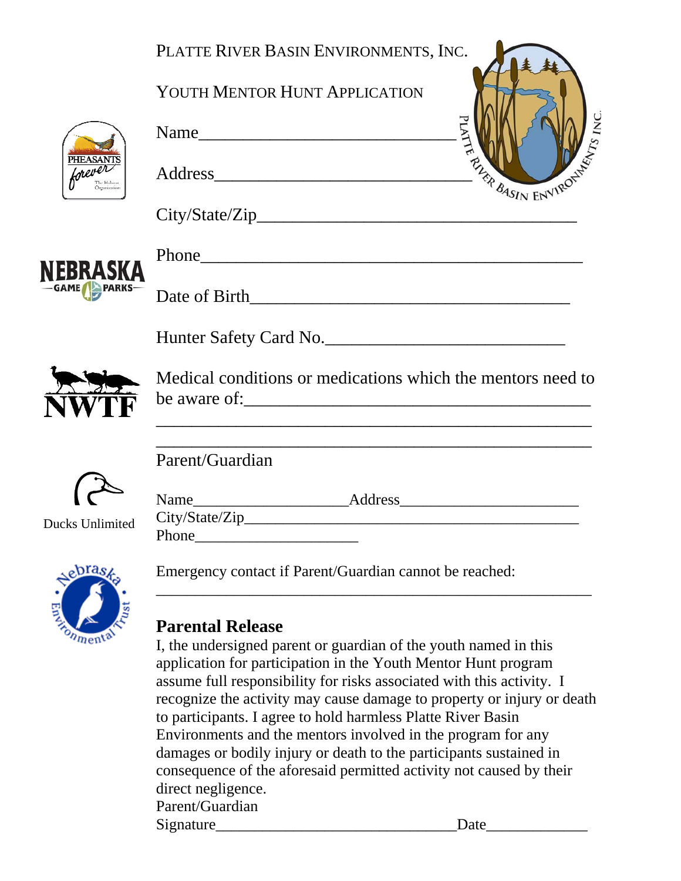PLATTE RIVER BASIN ENVIRONMENTS, INC.

YOUTH MENTOR HUNT APPLICATION

Name_______________________________

Address_____________________________

City/State/Zip_____________________________________

Phone_____________________________________________

Date of Birth_______________________________________

Hunter Safety Card No.___________________________

Medical conditions or medications which the mentors need to be aware of:_________________________________________

_________________________________________________________

_________________________________________________________

Parent/Guardian

Name____________________Address_______________________
City/State/Zip_____________________________________________
Phone_____________________

Emergency contact if Parent/Guardian cannot be reached:

_________________________________________________________

Ducks Unlimited

## Parental Release

I, the undersigned parent or guardian of the youth named in this application for participation in the Youth Mentor Hunt program assume full responsibility for risks associated with this activity. I recognize the activity may cause damage to property or injury or death to participants. I agree to hold harmless Platte River Basin Environments and the mentors involved in the program for any damages or bodily injury or death to the participants sustained in consequence of the aforesaid permitted activity not caused by their direct negligence.

Parent/Guardian
Signature_______________________________Date_____________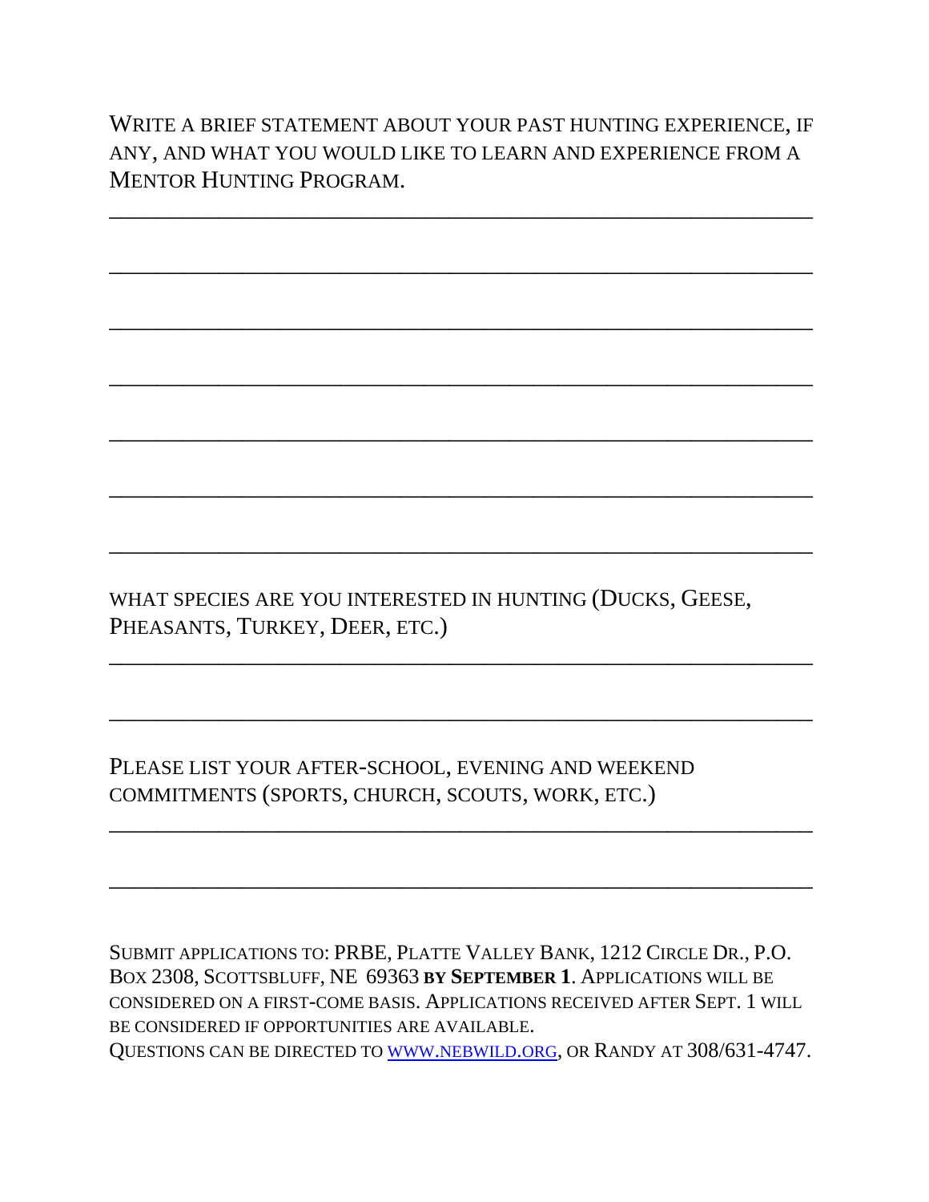WRITE A BRIEF STATEMENT ABOUT YOUR PAST HUNTING EXPERIENCE, IF ANY, AND WHAT YOU WOULD LIKE TO LEARN AND EXPERIENCE FROM A MENTOR HUNTING PROGRAM.

_______________________________________________________________

_______________________________________________________________

_______________________________________________________________

_______________________________________________________________

_______________________________________________________________

_______________________________________________________________

_______________________________________________________________

WHAT SPECIES ARE YOU INTERESTED IN HUNTING (DUCKS, GEESE, PHEASANTS, TURKEY, DEER, ETC.)

_______________________________________________________________

_______________________________________________________________

PLEASE LIST YOUR AFTER-SCHOOL, EVENING AND WEEKEND COMMITMENTS (SPORTS, CHURCH, SCOUTS, WORK, ETC.)

_______________________________________________________________

_______________________________________________________________

SUBMIT APPLICATIONS TO: PRBE, PLATTE VALLEY BANK, 1212 CIRCLE DR., P.O. BOX 2308, SCOTTSBLUFF, NE 69363 **BY SEPTEMBER 1**. APPLICATIONS WILL BE CONSIDERED ON A FIRST-COME BASIS. APPLICATIONS RECEIVED AFTER SEPT. 1 WILL BE CONSIDERED IF OPPORTUNITIES ARE AVAILABLE.
QUESTIONS CAN BE DIRECTED TO WWW.NEBWILD.ORG, OR RANDY AT 308/631-4747.